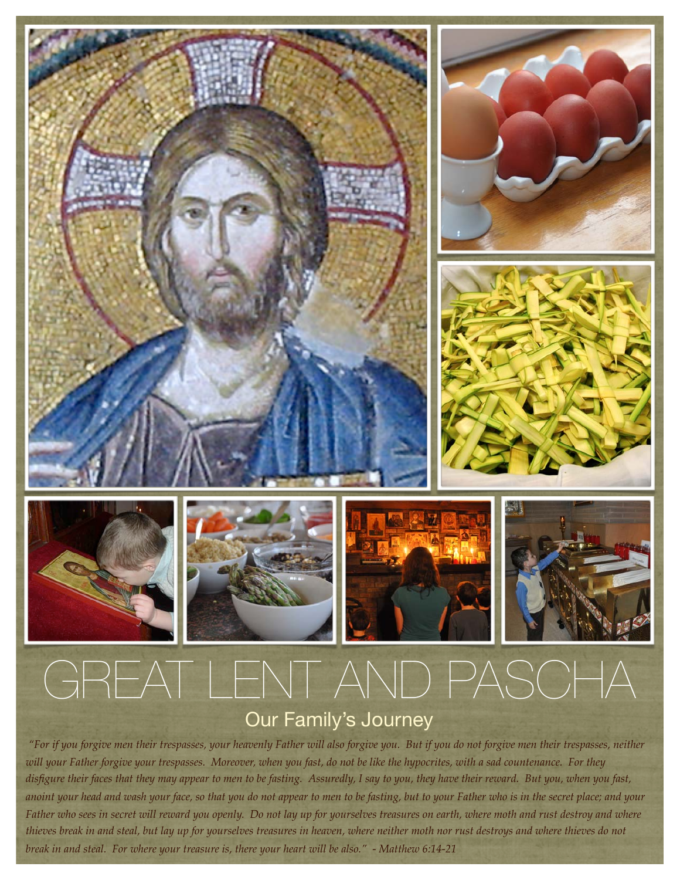# GREAT LENT AND PASCHA

## Our Family's Journey

*"For if you forgive men their trespasses, your heavenly Father will also forgive you. But if you do not forgive men their trespasses, neither will your Father forgive your trespasses. Moreover, when you fast, do not be like the hypocrites, with a sad countenance. For they disfigure their faces that they may appear to men to be fasting. Assuredly, I say to you, they have their reward. But you, when you fast, anoint your head and wash your face, so that you do not appear to men to be fasting, but to your Father who is in the secret place; and your Father who sees in secret will reward you openly. Do not lay up for yourselves treasures on earth, where moth and rust destroy and where thieves break in and steal, but lay up for yourselves treasures in heaven, where neither moth nor rust destroys and where thieves do not break in and steal. For where your treasure is, there your heart will be also." - Matthew 6:14-21*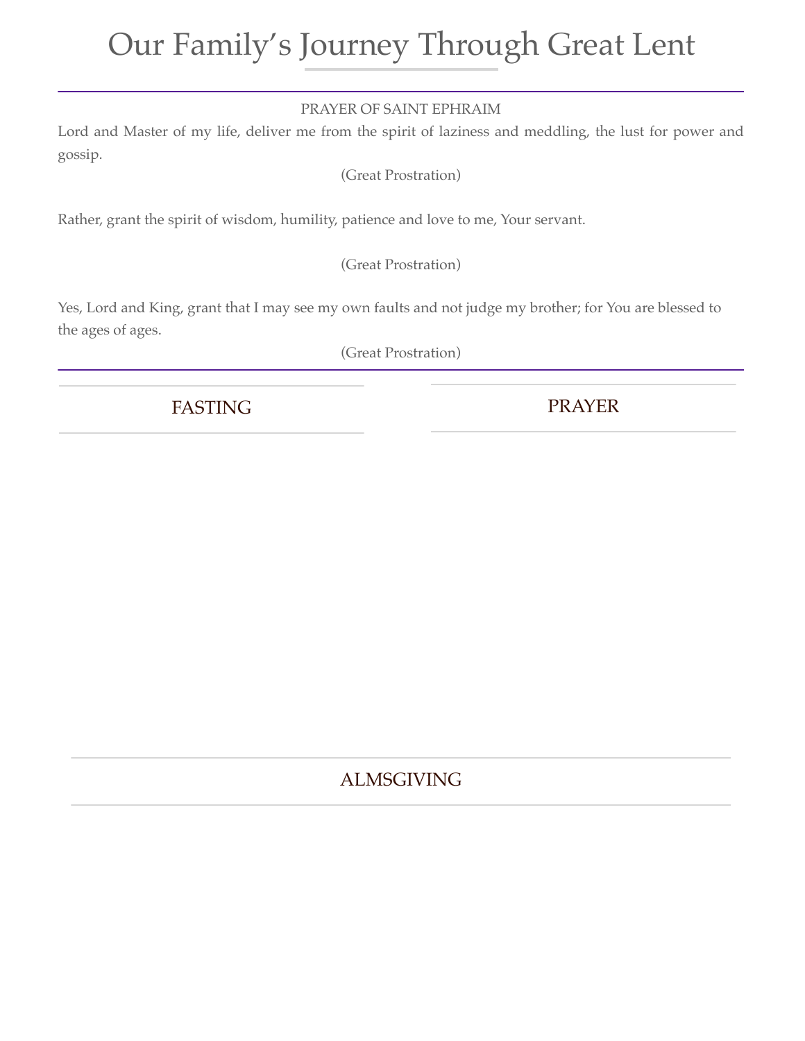# Our Family's Journey Through Great Lent

PRAYER OF SAINT EPHRAIM

Lord and Master of my life, deliver me from the spirit of laziness and meddling, the lust for power and gossip.

(Great Prostration)

Rather, grant the spirit of wisdom, humility, patience and love to me, Your servant.

(Great Prostration)

Yes, Lord and King, grant that I may see my own faults and not judge my brother; for You are blessed to the ages of ages.

(Great Prostration)

## FASTING

## PRAYER

## ALMSGIVING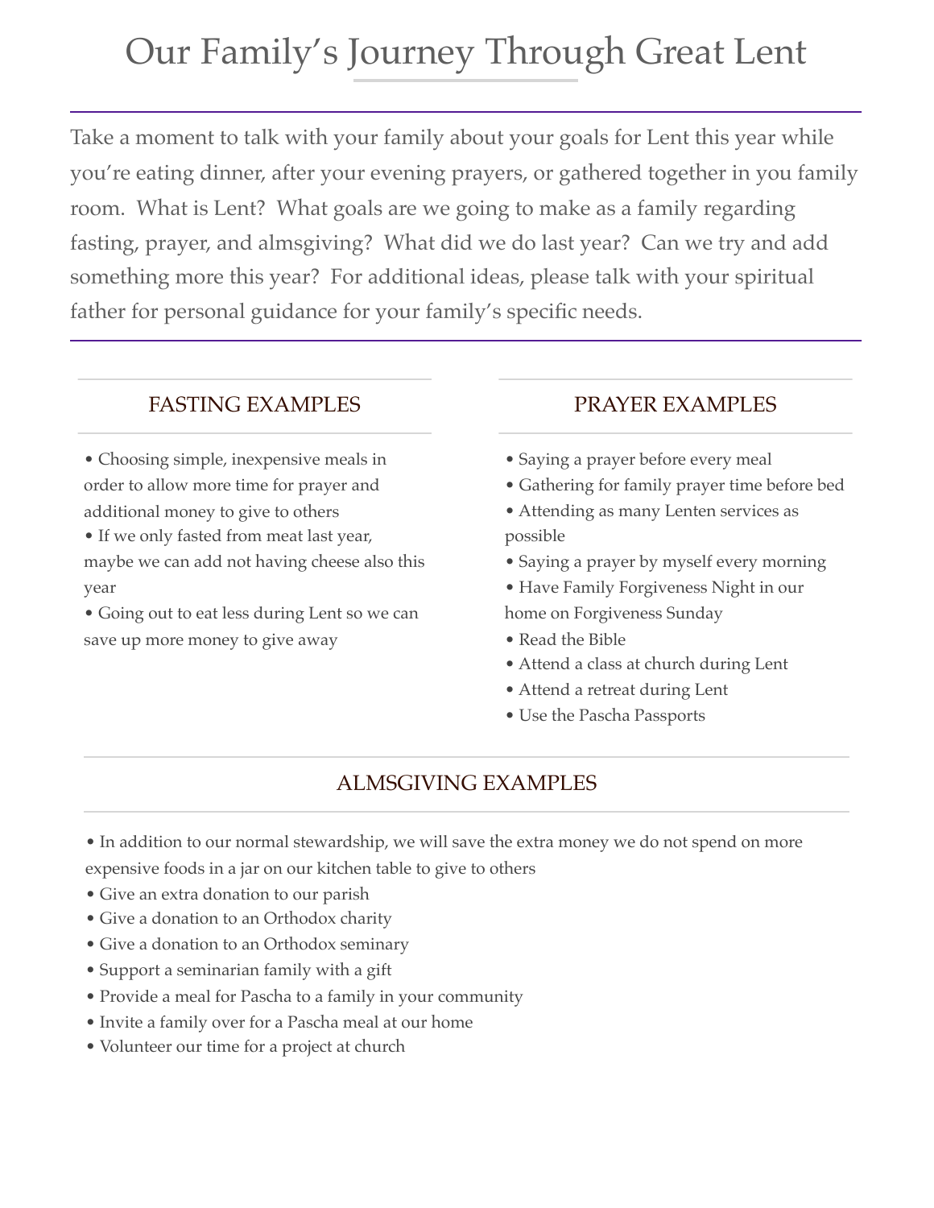# Our Family's Journey Through Great Lent

Take a moment to talk with your family about your goals for Lent this year while you're eating dinner, after your evening prayers, or gathered together in you family room. What is Lent? What goals are we going to make as a family regarding fasting, prayer, and almsgiving? What did we do last year? Can we try and add something more this year? For additional ideas, please talk with your spiritual father for personal guidance for your family's specific needs.

## FASTING EXAMPLES

- Choosing simple, inexpensive meals in order to allow more time for prayer and additional money to give to others
- If we only fasted from meat last year, maybe we can add not having cheese also this year
- Going out to eat less during Lent so we can save up more money to give away

## PRAYER EXAMPLES

- Saying a prayer before every meal
- Gathering for family prayer time before bed
- Attending as many Lenten services as possible
- Saying a prayer by myself every morning
- Have Family Forgiveness Night in our home on Forgiveness Sunday
- Read the Bible
- Attend a class at church during Lent
- Attend a retreat during Lent
- Use the Pascha Passports

## ALMSGIVING EXAMPLES

- In addition to our normal stewardship, we will save the extra money we do not spend on more expensive foods in a jar on our kitchen table to give to others
- Give an extra donation to our parish
- Give a donation to an Orthodox charity
- Give a donation to an Orthodox seminary
- Support a seminarian family with a gift
- Provide a meal for Pascha to a family in your community
- Invite a family over for a Pascha meal at our home
- Volunteer our time for a project at church